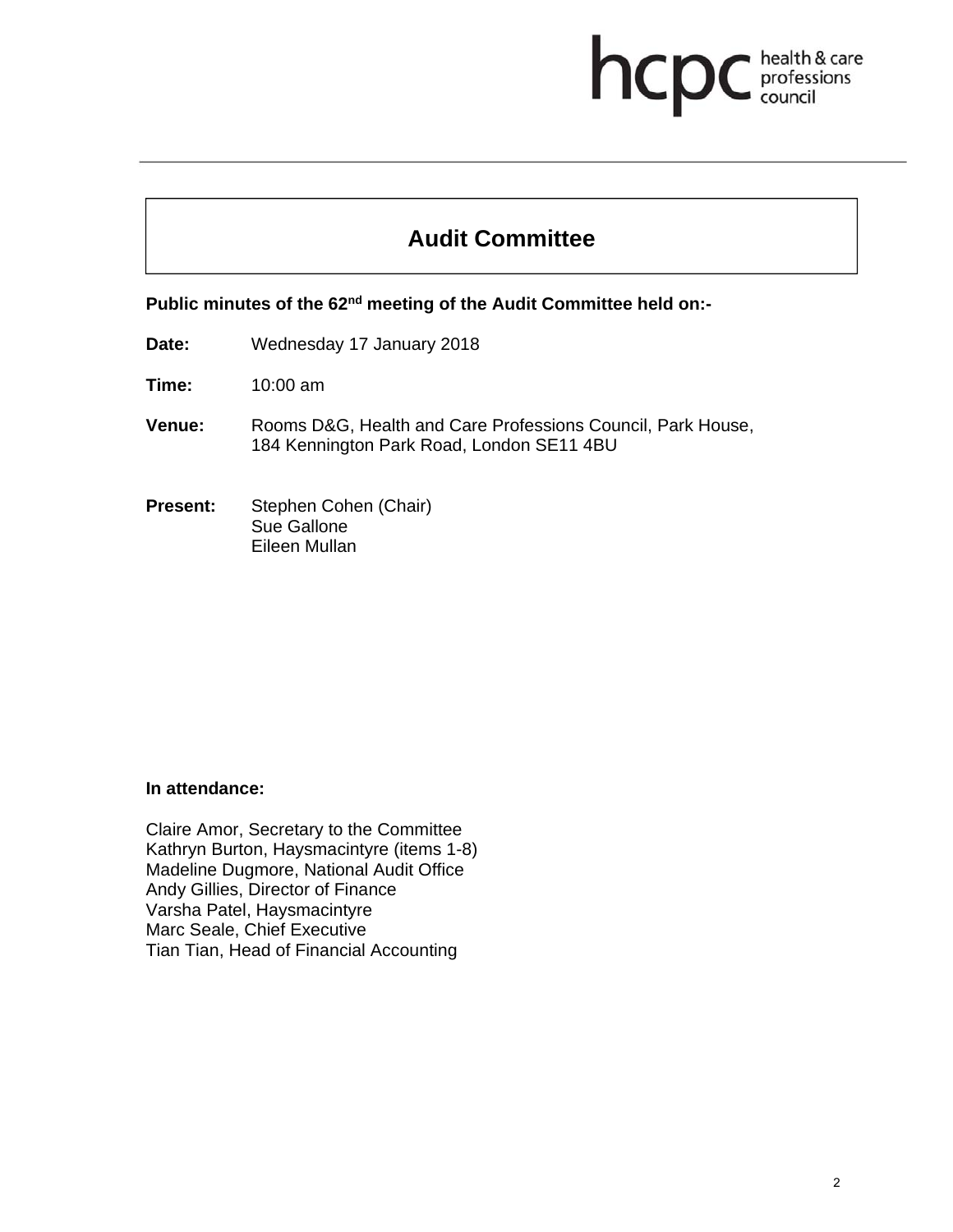# Audit Committee

**Public minutes of the 62nd meeting of the Audit Committee held on:-**

**Date:** Wednesday 17 January 2018

**Time:** 10:00 am

**Venue:** Rooms D&G, Health and Care Professions Council, Park House, 184 Kennington Park Road, London SE11 4BU

**Present:** Stephen Cohen (Chair)
Sue Gallone
Eileen Mullan

**In attendance:**

Claire Amor, Secretary to the Committee
Kathryn Burton, Haysmacintyre (items 1-8)
Madeline Dugmore, National Audit Office
Andy Gillies, Director of Finance
Varsha Patel, Haysmacintyre
Marc Seale, Chief Executive
Tian Tian, Head of Financial Accounting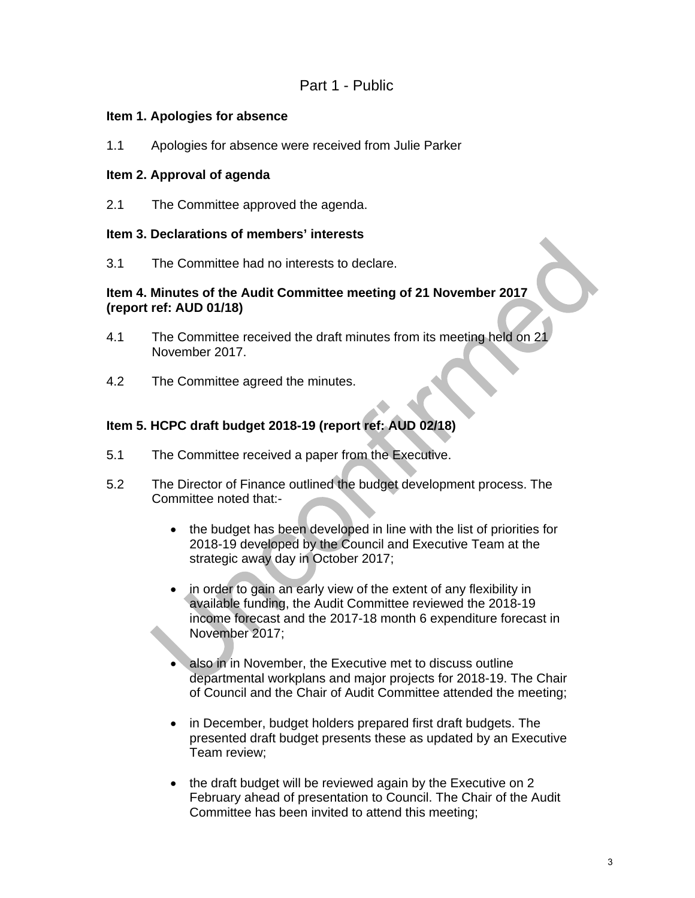## Part 1 - Public

**Item 1. Apologies for absence**

1.1 Apologies for absence were received from Julie Parker

**Item 2. Approval of agenda**

2.1 The Committee approved the agenda.

**Item 3. Declarations of members' interests**

3.1 The Committee had no interests to declare.

**Item 4. Minutes of the Audit Committee meeting of 21 November 2017 (report ref: AUD 01/18)**

4.1 The Committee received the draft minutes from its meeting held on 21 November 2017.

4.2 The Committee agreed the minutes.

**Item 5. HCPC draft budget 2018-19 (report ref: AUD 02/18)**

5.1 The Committee received a paper from the Executive.

5.2 The Director of Finance outlined the budget development process. The Committee noted that:-

- the budget has been developed in line with the list of priorities for 2018-19 developed by the Council and Executive Team at the strategic away day in October 2017;
- in order to gain an early view of the extent of any flexibility in available funding, the Audit Committee reviewed the 2018-19 income forecast and the 2017-18 month 6 expenditure forecast in November 2017;
- also in in November, the Executive met to discuss outline departmental workplans and major projects for 2018-19. The Chair of Council and the Chair of Audit Committee attended the meeting;
- in December, budget holders prepared first draft budgets. The presented draft budget presents these as updated by an Executive Team review;
- the draft budget will be reviewed again by the Executive on 2 February ahead of presentation to Council. The Chair of the Audit Committee has been invited to attend this meeting;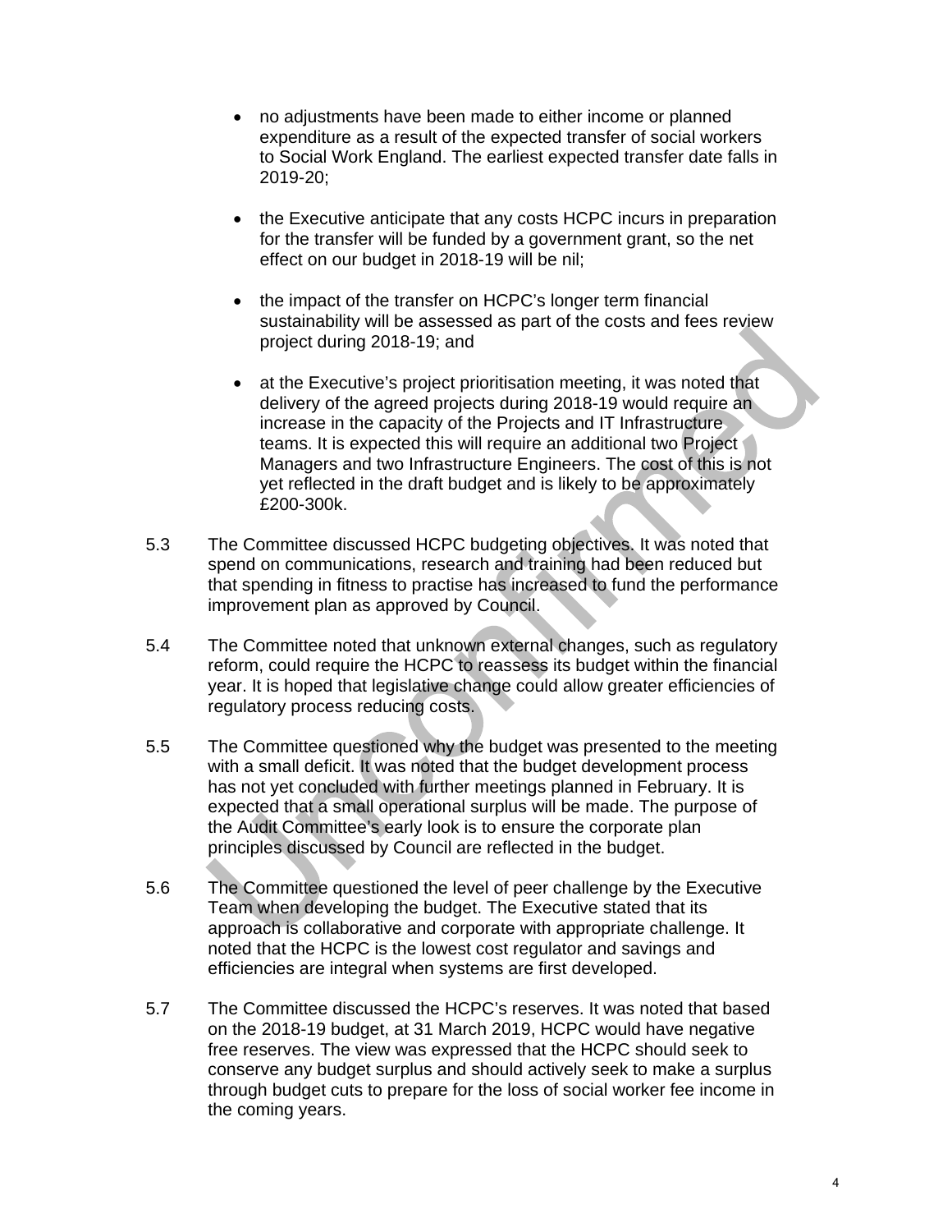- no adjustments have been made to either income or planned expenditure as a result of the expected transfer of social workers to Social Work England. The earliest expected transfer date falls in 2019-20;

- the Executive anticipate that any costs HCPC incurs in preparation for the transfer will be funded by a government grant, so the net effect on our budget in 2018-19 will be nil;

- the impact of the transfer on HCPC's longer term financial sustainability will be assessed as part of the costs and fees review project during 2018-19; and

- at the Executive's project prioritisation meeting, it was noted that delivery of the agreed projects during 2018-19 would require an increase in the capacity of the Projects and IT Infrastructure teams. It is expected this will require an additional two Project Managers and two Infrastructure Engineers. The cost of this is not yet reflected in the draft budget and is likely to be approximately £200-300k.

5.3 The Committee discussed HCPC budgeting objectives. It was noted that spend on communications, research and training had been reduced but that spending in fitness to practise has increased to fund the performance improvement plan as approved by Council.

5.4 The Committee noted that unknown external changes, such as regulatory reform, could require the HCPC to reassess its budget within the financial year. It is hoped that legislative change could allow greater efficiencies of regulatory process reducing costs.

5.5 The Committee questioned why the budget was presented to the meeting with a small deficit. It was noted that the budget development process has not yet concluded with further meetings planned in February. It is expected that a small operational surplus will be made. The purpose of the Audit Committee's early look is to ensure the corporate plan principles discussed by Council are reflected in the budget.

5.6 The Committee questioned the level of peer challenge by the Executive Team when developing the budget. The Executive stated that its approach is collaborative and corporate with appropriate challenge. It noted that the HCPC is the lowest cost regulator and savings and efficiencies are integral when systems are first developed.

5.7 The Committee discussed the HCPC's reserves. It was noted that based on the 2018-19 budget, at 31 March 2019, HCPC would have negative free reserves. The view was expressed that the HCPC should seek to conserve any budget surplus and should actively seek to make a surplus through budget cuts to prepare for the loss of social worker fee income in the coming years.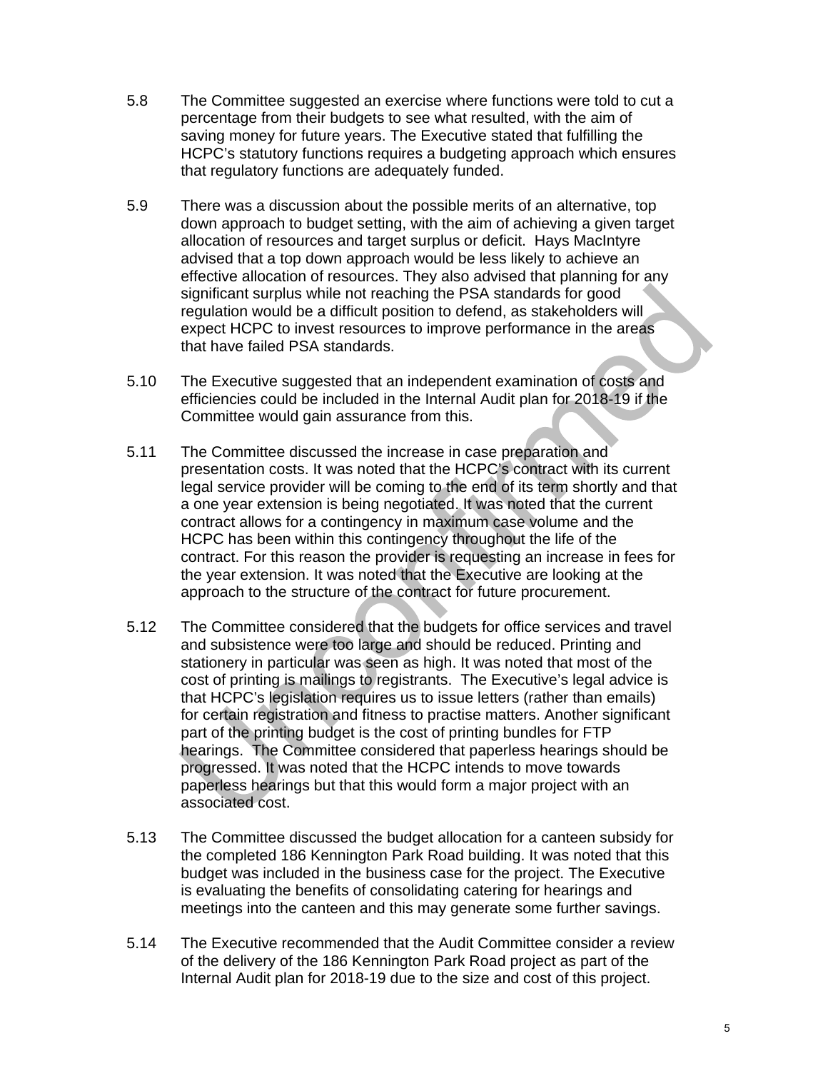5.8 The Committee suggested an exercise where functions were told to cut a percentage from their budgets to see what resulted, with the aim of saving money for future years. The Executive stated that fulfilling the HCPC's statutory functions requires a budgeting approach which ensures that regulatory functions are adequately funded.

5.9 There was a discussion about the possible merits of an alternative, top down approach to budget setting, with the aim of achieving a given target allocation of resources and target surplus or deficit. Hays MacIntyre advised that a top down approach would be less likely to achieve an effective allocation of resources. They also advised that planning for any significant surplus while not reaching the PSA standards for good regulation would be a difficult position to defend, as stakeholders will expect HCPC to invest resources to improve performance in the areas that have failed PSA standards.

5.10 The Executive suggested that an independent examination of costs and efficiencies could be included in the Internal Audit plan for 2018-19 if the Committee would gain assurance from this.

5.11 The Committee discussed the increase in case preparation and presentation costs. It was noted that the HCPC's contract with its current legal service provider will be coming to the end of its term shortly and that a one year extension is being negotiated. It was noted that the current contract allows for a contingency in maximum case volume and the HCPC has been within this contingency throughout the life of the contract. For this reason the provider is requesting an increase in fees for the year extension. It was noted that the Executive are looking at the approach to the structure of the contract for future procurement.

5.12 The Committee considered that the budgets for office services and travel and subsistence were too large and should be reduced. Printing and stationery in particular was seen as high. It was noted that most of the cost of printing is mailings to registrants. The Executive's legal advice is that HCPC's legislation requires us to issue letters (rather than emails) for certain registration and fitness to practise matters. Another significant part of the printing budget is the cost of printing bundles for FTP hearings. The Committee considered that paperless hearings should be progressed. It was noted that the HCPC intends to move towards paperless hearings but that this would form a major project with an associated cost.

5.13 The Committee discussed the budget allocation for a canteen subsidy for the completed 186 Kennington Park Road building. It was noted that this budget was included in the business case for the project. The Executive is evaluating the benefits of consolidating catering for hearings and meetings into the canteen and this may generate some further savings.

5.14 The Executive recommended that the Audit Committee consider a review of the delivery of the 186 Kennington Park Road project as part of the Internal Audit plan for 2018-19 due to the size and cost of this project.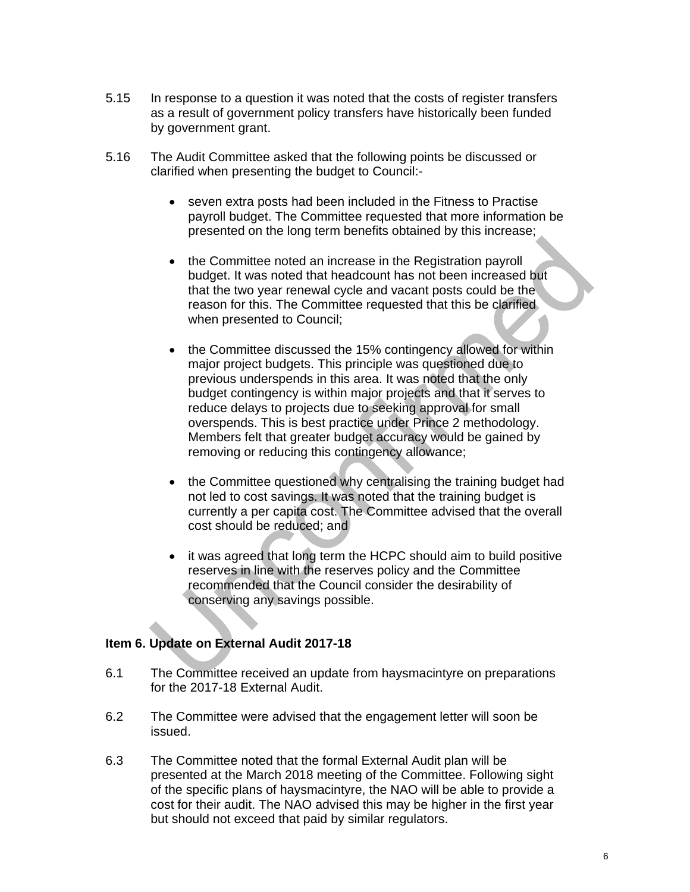5.15 In response to a question it was noted that the costs of register transfers as a result of government policy transfers have historically been funded by government grant.

5.16 The Audit Committee asked that the following points be discussed or clarified when presenting the budget to Council:-

- seven extra posts had been included in the Fitness to Practise payroll budget. The Committee requested that more information be presented on the long term benefits obtained by this increase;

- the Committee noted an increase in the Registration payroll budget. It was noted that headcount has not been increased but that the two year renewal cycle and vacant posts could be the reason for this. The Committee requested that this be clarified when presented to Council;

- the Committee discussed the 15% contingency allowed for within major project budgets. This principle was questioned due to previous underspends in this area. It was noted that the only budget contingency is within major projects and that it serves to reduce delays to projects due to seeking approval for small overspends. This is best practice under Prince 2 methodology. Members felt that greater budget accuracy would be gained by removing or reducing this contingency allowance;

- the Committee questioned why centralising the training budget had not led to cost savings. It was noted that the training budget is currently a per capita cost. The Committee advised that the overall cost should be reduced; and

- it was agreed that long term the HCPC should aim to build positive reserves in line with the reserves policy and the Committee recommended that the Council consider the desirability of conserving any savings possible.

### Item 6. Update on External Audit 2017-18

6.1 The Committee received an update from haysmacintyre on preparations for the 2017-18 External Audit.

6.2 The Committee were advised that the engagement letter will soon be issued.

6.3 The Committee noted that the formal External Audit plan will be presented at the March 2018 meeting of the Committee. Following sight of the specific plans of haysmacintyre, the NAO will be able to provide a cost for their audit. The NAO advised this may be higher in the first year but should not exceed that paid by similar regulators.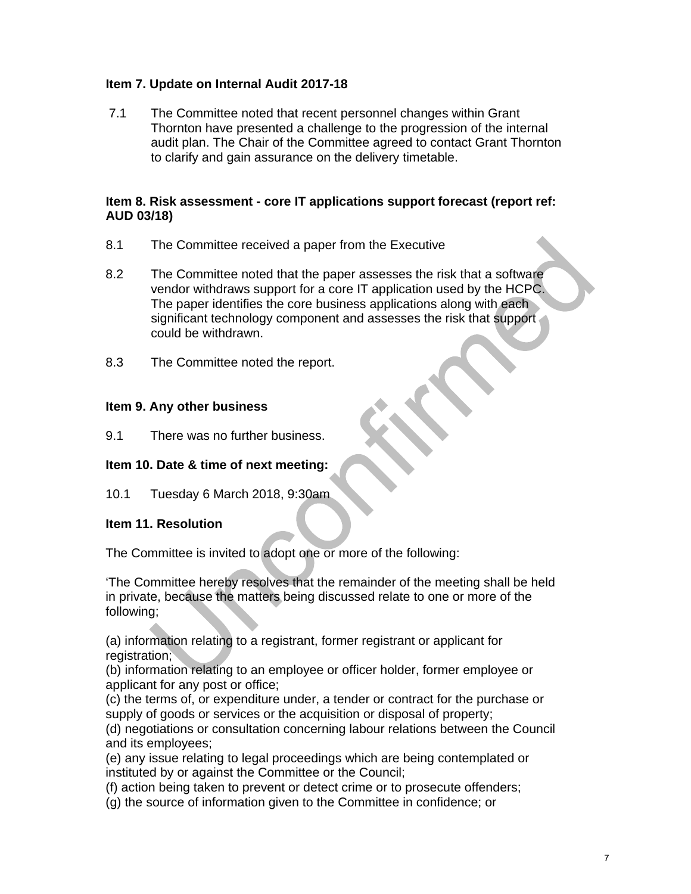**Item 7. Update on Internal Audit 2017-18**

7.1 The Committee noted that recent personnel changes within Grant Thornton have presented a challenge to the progression of the internal audit plan. The Chair of the Committee agreed to contact Grant Thornton to clarify and gain assurance on the delivery timetable.

**Item 8. Risk assessment - core IT applications support forecast (report ref: AUD 03/18)**

8.1 The Committee received a paper from the Executive

8.2 The Committee noted that the paper assesses the risk that a software vendor withdraws support for a core IT application used by the HCPC. The paper identifies the core business applications along with each significant technology component and assesses the risk that support could be withdrawn.

8.3 The Committee noted the report.

**Item 9. Any other business**

9.1 There was no further business.

**Item 10. Date & time of next meeting:**

10.1 Tuesday 6 March 2018, 9:30am

**Item 11. Resolution**

The Committee is invited to adopt one or more of the following:

'The Committee hereby resolves that the remainder of the meeting shall be held in private, because the matters being discussed relate to one or more of the following;

(a) information relating to a registrant, former registrant or applicant for registration;
(b) information relating to an employee or officer holder, former employee or applicant for any post or office;
(c) the terms of, or expenditure under, a tender or contract for the purchase or supply of goods or services or the acquisition or disposal of property;
(d) negotiations or consultation concerning labour relations between the Council and its employees;
(e) any issue relating to legal proceedings which are being contemplated or instituted by or against the Committee or the Council;
(f) action being taken to prevent or detect crime or to prosecute offenders;
(g) the source of information given to the Committee in confidence; or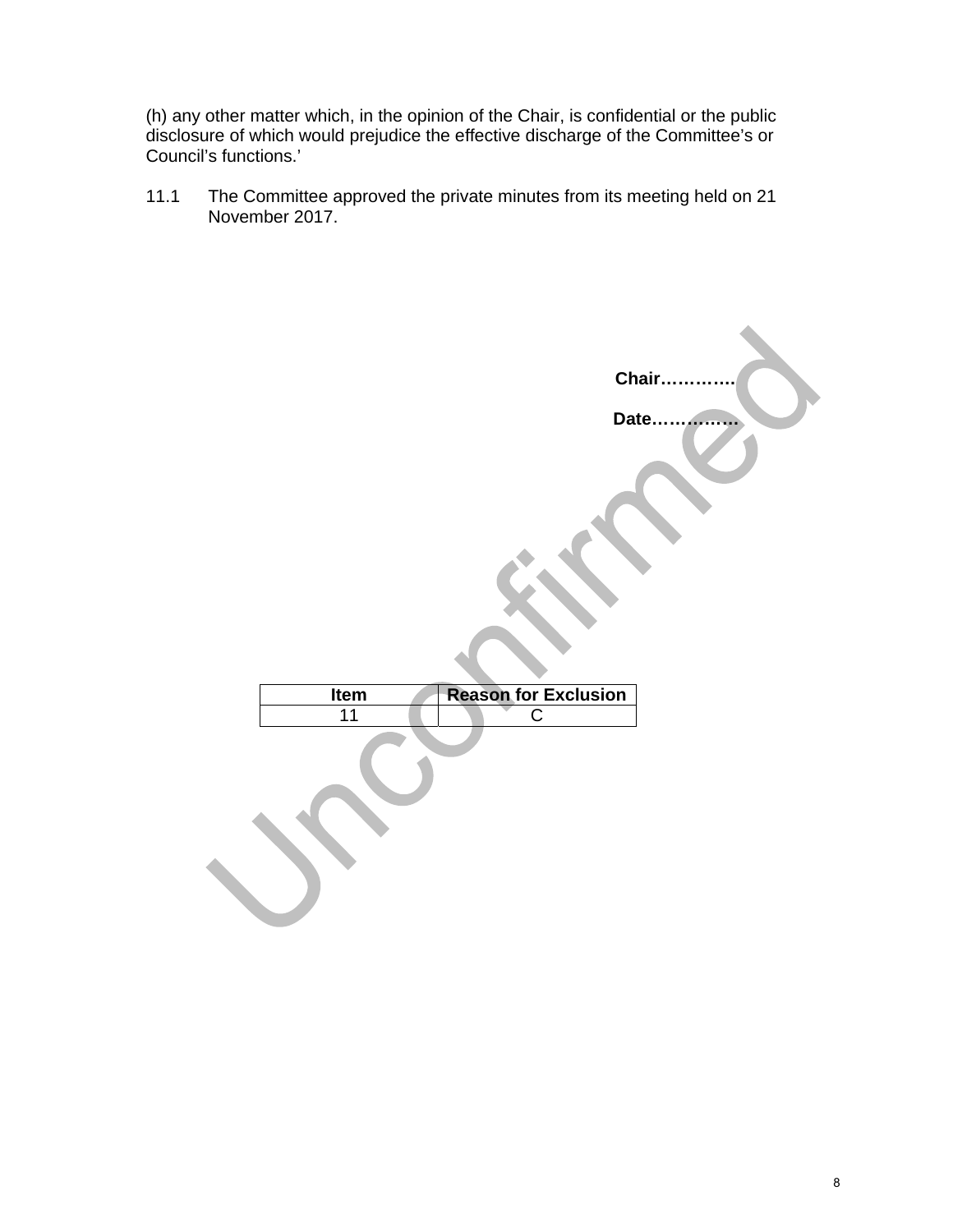(h) any other matter which, in the opinion of the Chair, is confidential or the public disclosure of which would prejudice the effective discharge of the Committee's or Council's functions.'

11.1 The Committee approved the private minutes from its meeting held on 21 November 2017.

**Chair…………**

**Date……………**

| Item | Reason for Exclusion |
|---|---|
| 11 | C |

Unconfirmed